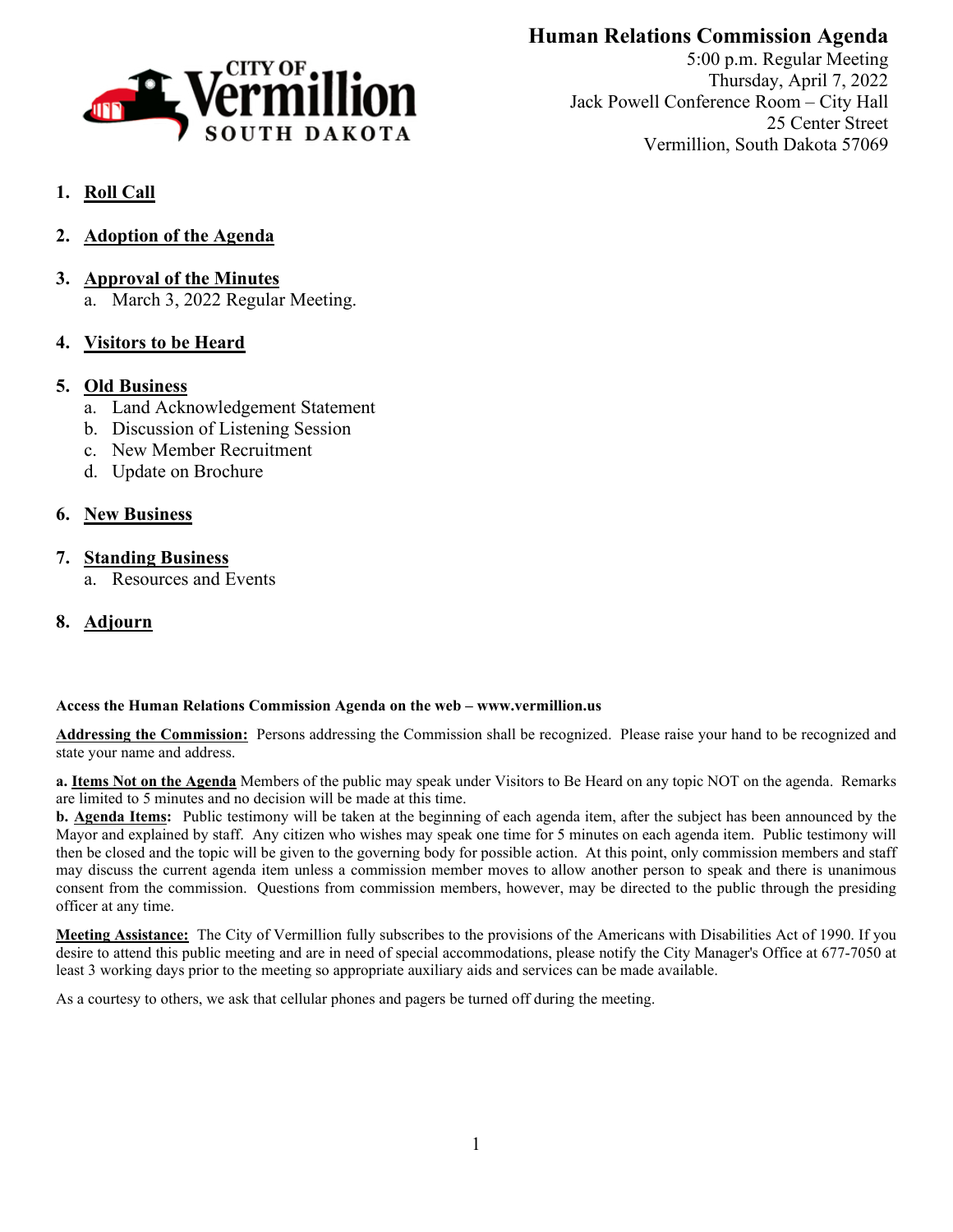# Human Relations Commission Agenda

5:00 p.m. Regular Meeting
Thursday, April 7, 2022
Jack Powell Conference Room – City Hall
25 Center Street
Vermillion, South Dakota 57069

1. **Roll Call**

2. **Adoption of the Agenda**

3. **Approval of the Minutes**
   a. March 3, 2022 Regular Meeting.

4. **Visitors to be Heard**

5. **Old Business**
   a. Land Acknowledgement Statement
   b. Discussion of Listening Session
   c. New Member Recruitment
   d. Update on Brochure

6. **New Business**

7. **Standing Business**
   a. Resources and Events

8. **Adjourn**

**Access the Human Relations Commission Agenda on the web – www.vermillion.us**

**Addressing the Commission:** Persons addressing the Commission shall be recognized. Please raise your hand to be recognized and state your name and address.

**a. Items Not on the Agenda** Members of the public may speak under Visitors to Be Heard on any topic NOT on the agenda. Remarks are limited to 5 minutes and no decision will be made at this time.
**b. Agenda Items:** Public testimony will be taken at the beginning of each agenda item, after the subject has been announced by the Mayor and explained by staff. Any citizen who wishes may speak one time for 5 minutes on each agenda item. Public testimony will then be closed and the topic will be given to the governing body for possible action. At this point, only commission members and staff may discuss the current agenda item unless a commission member moves to allow another person to speak and there is unanimous consent from the commission. Questions from commission members, however, may be directed to the public through the presiding officer at any time.

**Meeting Assistance:** The City of Vermillion fully subscribes to the provisions of the Americans with Disabilities Act of 1990. If you desire to attend this public meeting and are in need of special accommodations, please notify the City Manager's Office at 677-7050 at least 3 working days prior to the meeting so appropriate auxiliary aids and services can be made available.

As a courtesy to others, we ask that cellular phones and pagers be turned off during the meeting.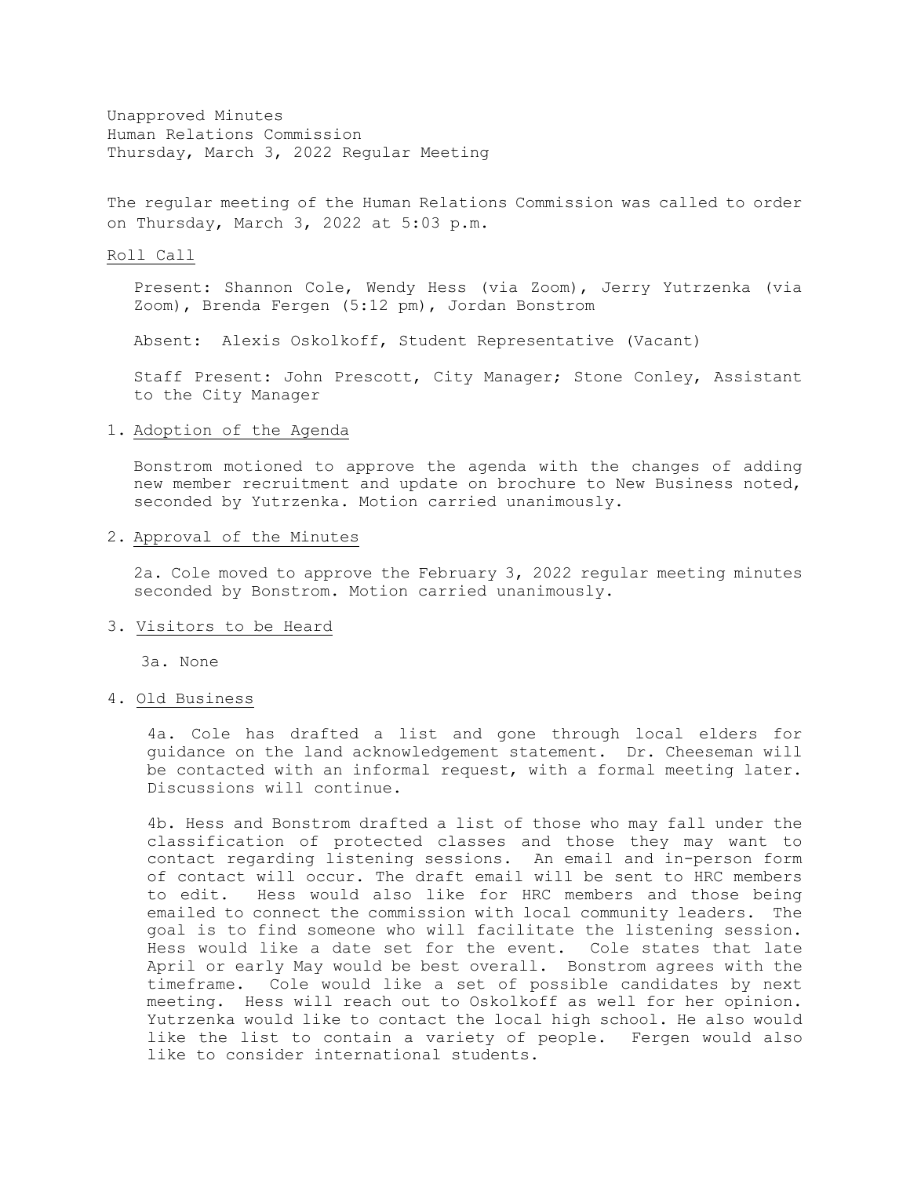Unapproved Minutes
Human Relations Commission
Thursday, March 3, 2022 Regular Meeting

The regular meeting of the Human Relations Commission was called to order on Thursday, March 3, 2022 at 5:03 p.m.

Roll Call

Present: Shannon Cole, Wendy Hess (via Zoom), Jerry Yutrzenka (via Zoom), Brenda Fergen (5:12 pm), Jordan Bonstrom

Absent: Alexis Oskolkoff, Student Representative (Vacant)

Staff Present: John Prescott, City Manager; Stone Conley, Assistant to the City Manager

1. Adoption of the Agenda

   Bonstrom motioned to approve the agenda with the changes of adding new member recruitment and update on brochure to New Business noted, seconded by Yutrzenka. Motion carried unanimously.

2. Approval of the Minutes

   2a. Cole moved to approve the February 3, 2022 regular meeting minutes seconded by Bonstrom. Motion carried unanimously.

3. Visitors to be Heard

   3a. None

4. Old Business

   4a. Cole has drafted a list and gone through local elders for guidance on the land acknowledgement statement. Dr. Cheeseman will be contacted with an informal request, with a formal meeting later. Discussions will continue.

   4b. Hess and Bonstrom drafted a list of those who may fall under the classification of protected classes and those they may want to contact regarding listening sessions. An email and in-person form of contact will occur. The draft email will be sent to HRC members to edit. Hess would also like for HRC members and those being emailed to connect the commission with local community leaders. The goal is to find someone who will facilitate the listening session. Hess would like a date set for the event. Cole states that late April or early May would be best overall. Bonstrom agrees with the timeframe. Cole would like a set of possible candidates by next meeting. Hess will reach out to Oskolkoff as well for her opinion. Yutrzenka would like to contact the local high school. He also would like the list to contain a variety of people. Fergen would also like to consider international students.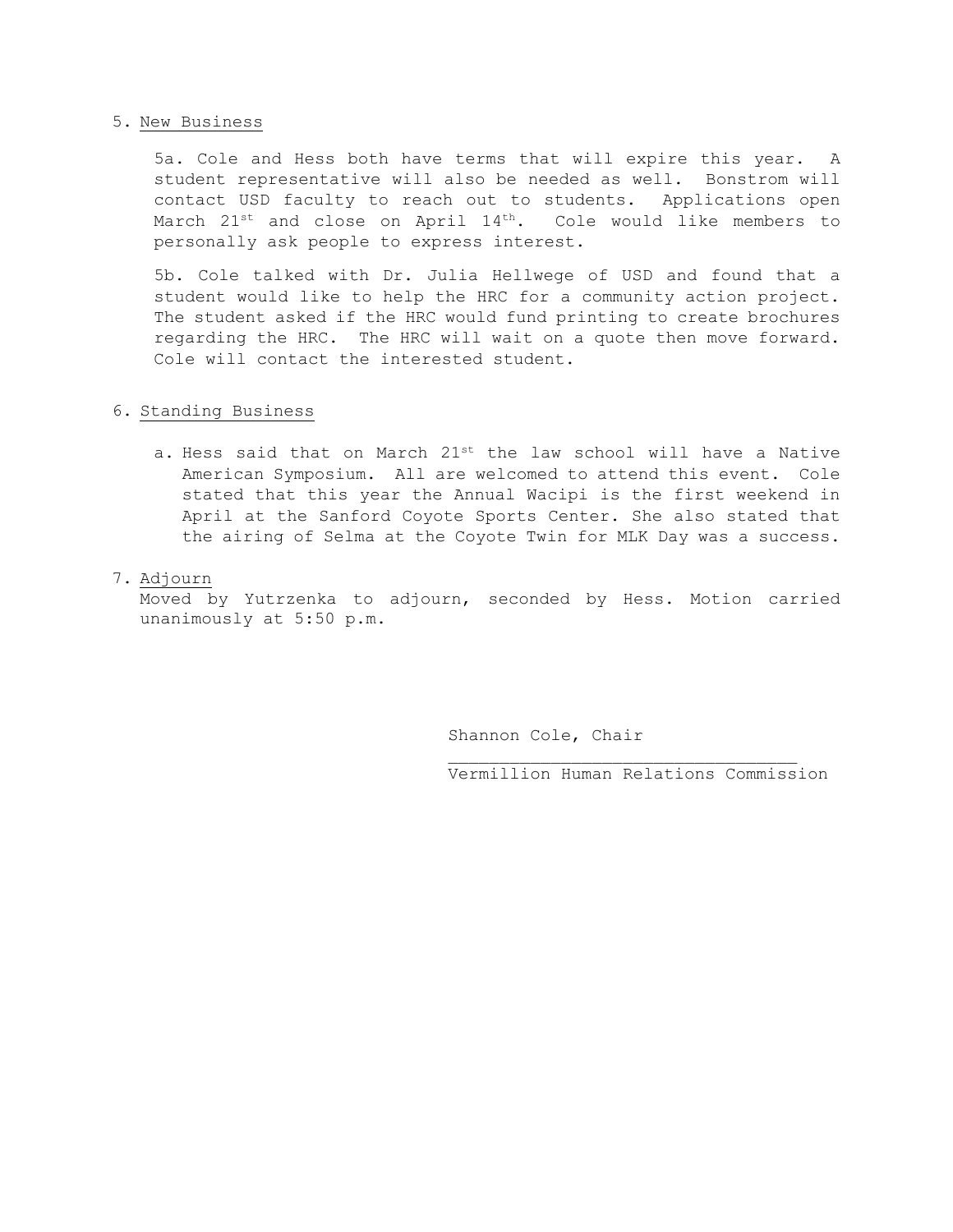5. New Business

   5a. Cole and Hess both have terms that will expire this year. A student representative will also be needed as well. Bonstrom will contact USD faculty to reach out to students. Applications open March 21st and close on April 14th. Cole would like members to personally ask people to express interest.

   5b. Cole talked with Dr. Julia Hellwege of USD and found that a student would like to help the HRC for a community action project. The student asked if the HRC would fund printing to create brochures regarding the HRC. The HRC will wait on a quote then move forward. Cole will contact the interested student.

6. Standing Business

   a. Hess said that on March 21st the law school will have a Native American Symposium. All are welcomed to attend this event. Cole stated that this year the Annual Wacipi is the first weekend in April at the Sanford Coyote Sports Center. She also stated that the airing of Selma at the Coyote Twin for MLK Day was a success.

7. Adjourn

   Moved by Yutrzenka to adjourn, seconded by Hess. Motion carried unanimously at 5:50 p.m.

Shannon Cole, Chair

___________________________________

Vermillion Human Relations Commission